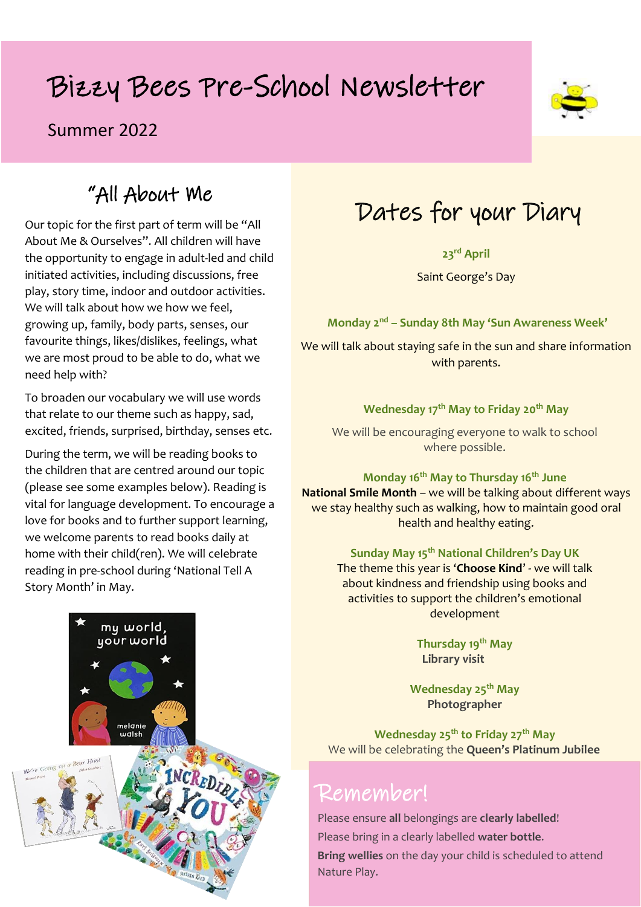# Bizzy Bees Pre-School Newsletter

Summer 2022

## "All About Me

Our topic for the first part of term will be "All About Me & Ourselves". All children will have the opportunity to engage in adult-led and child initiated activities, including discussions, free play, story time, indoor and outdoor activities. We will talk about how we how we feel, growing up, family, body parts, senses, our favourite things, likes/dislikes, feelings, what we are most proud to be able to do, what we need help with?

To broaden our vocabulary we will use words that relate to our theme such as happy, sad, excited, friends, surprised, birthday, senses etc.

During the term, we will be reading books to the children that are centred around our topic (please see some examples below). Reading is vital for language development. To encourage a love for books and to further support learning, we welcome parents to read books daily at home with their child(ren). We will celebrate reading in pre-school during 'National Tell A Story Month' in May.

## Dates for your Diary

**23rd April**

Saint George's Day

**Monday 2nd – Sunday 8th May 'Sun Awareness Week'**

We will talk about staying safe in the sun and share information with parents.

**Wednesday 17th May to Friday 20th May**

We will be encouraging everyone to walk to school where possible.

**Monday 16th May to Thursday 16th June**

**National Smile Month** – we will be talking about different ways we stay healthy such as walking, how to maintain good oral health and healthy eating.

**Sunday May 15th National Children's Day UK**

The theme this year is '**Choose Kind**' - we will talk about kindness and friendship using books and activities to support the children's emotional development

**Thursday 19th May**

**Library visit**

**Wednesday 25th May**

**Photographer**

**Wednesday 25th to Friday 27th May**

We will be celebrating the **Queen's Platinum Jubilee**

## Remember!

Please ensure **all** belongings are **clearly labelled**!

Please bring in a clearly labelled **water bottle.**

**Bring wellies** on the day your child is scheduled to attend Nature Play.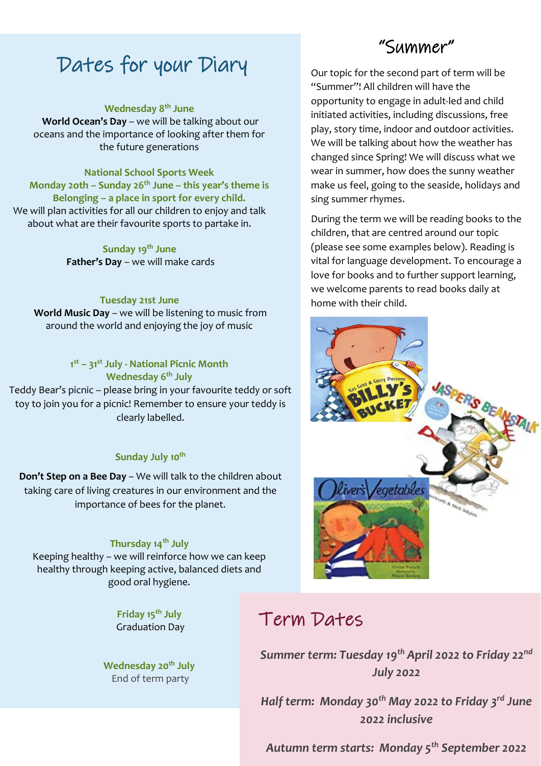# Dates for your Diary

**Wednesday 8th June**
**World Ocean's Day** – we will be talking about our oceans and the importance of looking after them for the future generations

**National School Sports Week**
**Monday 20th – Sunday 26th June – this year's theme is Belonging – a place in sport for every child.**
We will plan activities for all our children to enjoy and talk about what are their favourite sports to partake in.

**Sunday 19th June**
**Father's Day** – we will make cards

**Tuesday 21st June**
**World Music Day** – we will be listening to music from around the world and enjoying the joy of music

**1st – 31st July - National Picnic Month**
**Wednesday 6th July**
Teddy Bear's picnic – please bring in your favourite teddy or soft toy to join you for a picnic! Remember to ensure your teddy is clearly labelled.

**Sunday July 10th**

**Don't Step on a Bee Day** – We will talk to the children about taking care of living creatures in our environment and the importance of bees for the planet.

**Thursday 14th July**
Keeping healthy – we will reinforce how we can keep healthy through keeping active, balanced diets and good oral hygiene.

**Friday 15th July**
Graduation Day

**Wednesday 20th July**
End of term party

# "Summer"

Our topic for the second part of term will be "Summer"! All children will have the opportunity to engage in adult-led and child initiated activities, including discussions, free play, story time, indoor and outdoor activities. We will be talking about how the weather has changed since Spring! We will discuss what we wear in summer, how does the sunny weather make us feel, going to the seaside, holidays and sing summer rhymes.

During the term we will be reading books to the children, that are centred around our topic (please see some examples below). Reading is vital for language development. To encourage a love for books and to further support learning, we welcome parents to read books daily at home with their child.

# Term Dates

***Summer term: Tuesday 19th April 2022 to Friday 22nd July 2022***

***Half term: Monday 30th May 2022 to Friday 3rd June 2022 inclusive***

***Autumn term starts: Monday 5th September 2022***